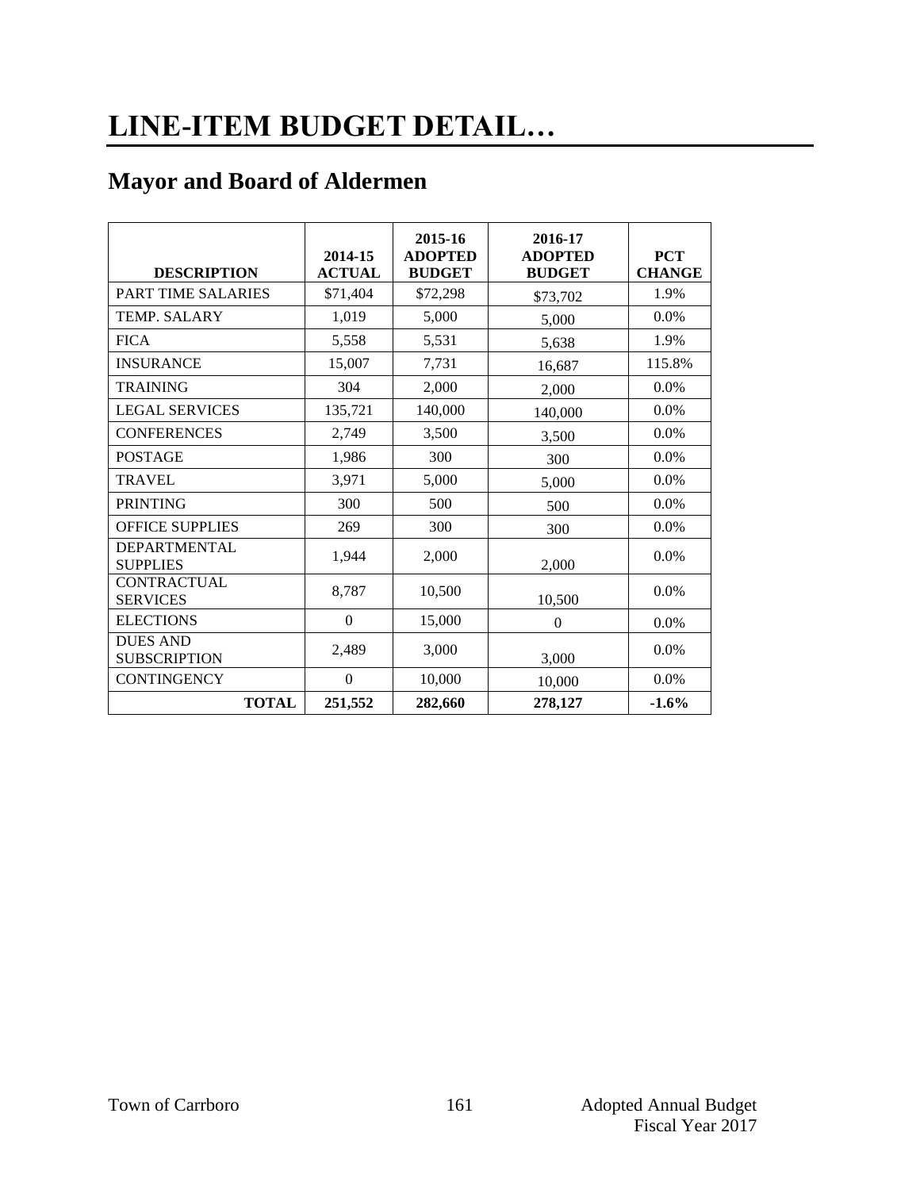# LINE-ITEM BUDGET DETAIL…

## Mayor and Board of Aldermen

| DESCRIPTION | 2014-15 ACTUAL | 2015-16 ADOPTED BUDGET | 2016-17 ADOPTED BUDGET | PCT CHANGE |
|---|---|---|---|---|
| PART TIME SALARIES | $71,404 | $72,298 | $73,702 | 1.9% |
| TEMP. SALARY | 1,019 | 5,000 | 5,000 | 0.0% |
| FICA | 5,558 | 5,531 | 5,638 | 1.9% |
| INSURANCE | 15,007 | 7,731 | 16,687 | 115.8% |
| TRAINING | 304 | 2,000 | 2,000 | 0.0% |
| LEGAL SERVICES | 135,721 | 140,000 | 140,000 | 0.0% |
| CONFERENCES | 2,749 | 3,500 | 3,500 | 0.0% |
| POSTAGE | 1,986 | 300 | 300 | 0.0% |
| TRAVEL | 3,971 | 5,000 | 5,000 | 0.0% |
| PRINTING | 300 | 500 | 500 | 0.0% |
| OFFICE SUPPLIES | 269 | 300 | 300 | 0.0% |
| DEPARTMENTAL SUPPLIES | 1,944 | 2,000 | 2,000 | 0.0% |
| CONTRACTUAL SERVICES | 8,787 | 10,500 | 10,500 | 0.0% |
| ELECTIONS | 0 | 15,000 | 0 | 0.0% |
| DUES AND SUBSCRIPTION | 2,489 | 3,000 | 3,000 | 0.0% |
| CONTINGENCY | 0 | 10,000 | 10,000 | 0.0% |
| **TOTAL** | **251,552** | **282,660** | **278,127** | **-1.6%** |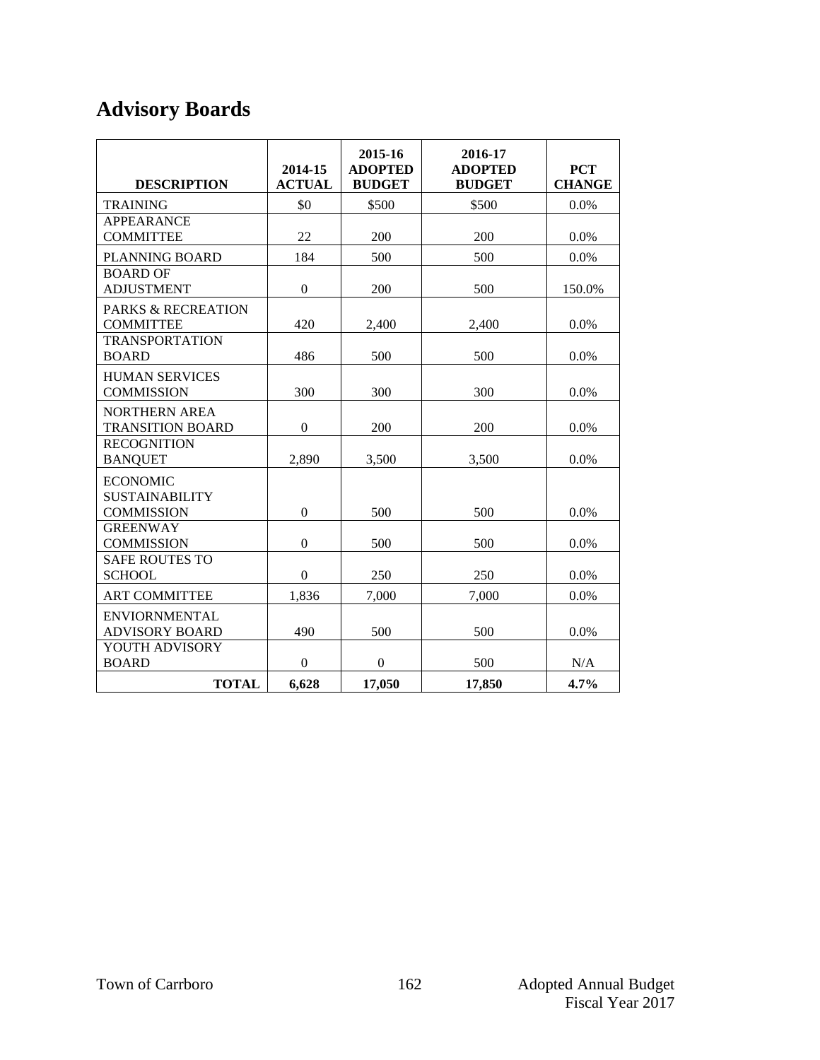# Advisory Boards

| DESCRIPTION | 2014-15 ACTUAL | 2015-16 ADOPTED BUDGET | 2016-17 ADOPTED BUDGET | PCT CHANGE |
|---|---|---|---|---|
| TRAINING | $0 | $500 | $500 | 0.0% |
| APPEARANCE COMMITTEE | 22 | 200 | 200 | 0.0% |
| PLANNING BOARD | 184 | 500 | 500 | 0.0% |
| BOARD OF ADJUSTMENT | 0 | 200 | 500 | 150.0% |
| PARKS & RECREATION COMMITTEE | 420 | 2,400 | 2,400 | 0.0% |
| TRANSPORTATION BOARD | 486 | 500 | 500 | 0.0% |
| HUMAN SERVICES COMMISSION | 300 | 300 | 300 | 0.0% |
| NORTHERN AREA TRANSITION BOARD | 0 | 200 | 200 | 0.0% |
| RECOGNITION BANQUET | 2,890 | 3,500 | 3,500 | 0.0% |
| ECONOMIC SUSTAINABILITY COMMISSION | 0 | 500 | 500 | 0.0% |
| GREENWAY COMMISSION | 0 | 500 | 500 | 0.0% |
| SAFE ROUTES TO SCHOOL | 0 | 250 | 250 | 0.0% |
| ART COMMITTEE | 1,836 | 7,000 | 7,000 | 0.0% |
| ENVIORNMENTAL ADVISORY BOARD | 490 | 500 | 500 | 0.0% |
| YOUTH ADVISORY BOARD | 0 | 0 | 500 | N/A |
| **TOTAL** | **6,628** | **17,050** | **17,850** | **4.7%** |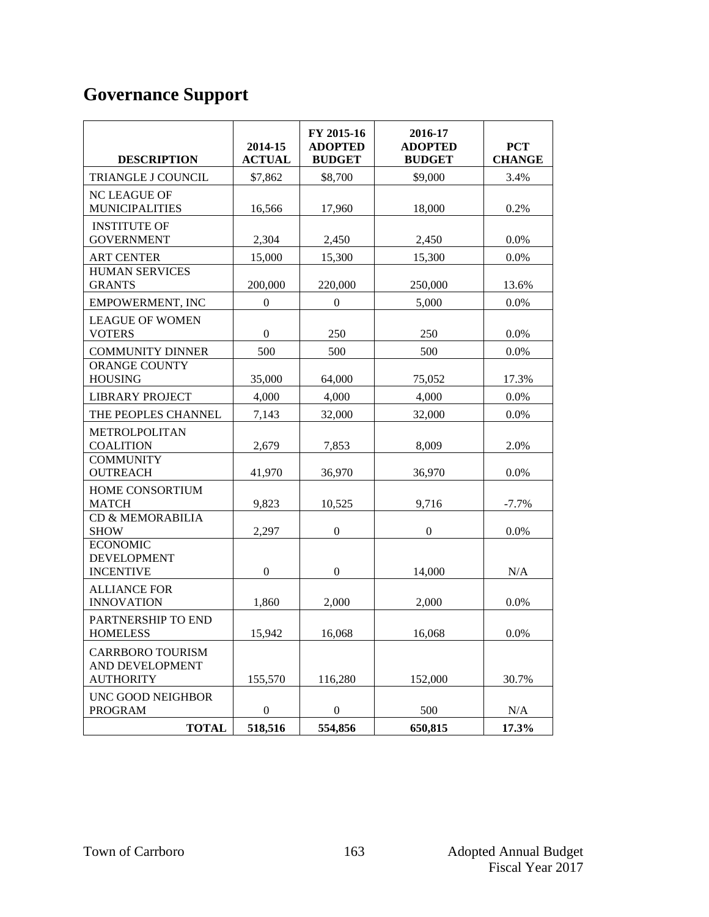# Governance Support

| DESCRIPTION | 2014-15 ACTUAL | FY 2015-16 ADOPTED BUDGET | 2016-17 ADOPTED BUDGET | PCT CHANGE |
|---|---|---|---|---|
| TRIANGLE J COUNCIL | $7,862 | $8,700 | $9,000 | 3.4% |
| NC LEAGUE OF MUNICIPALITIES | 16,566 | 17,960 | 18,000 | 0.2% |
| INSTITUTE OF GOVERNMENT | 2,304 | 2,450 | 2,450 | 0.0% |
| ART CENTER | 15,000 | 15,300 | 15,300 | 0.0% |
| HUMAN SERVICES GRANTS | 200,000 | 220,000 | 250,000 | 13.6% |
| EMPOWERMENT, INC | 0 | 0 | 5,000 | 0.0% |
| LEAGUE OF WOMEN VOTERS | 0 | 250 | 250 | 0.0% |
| COMMUNITY DINNER | 500 | 500 | 500 | 0.0% |
| ORANGE COUNTY HOUSING | 35,000 | 64,000 | 75,052 | 17.3% |
| LIBRARY PROJECT | 4,000 | 4,000 | 4,000 | 0.0% |
| THE PEOPLES CHANNEL | 7,143 | 32,000 | 32,000 | 0.0% |
| METROLPOLITAN COALITION | 2,679 | 7,853 | 8,009 | 2.0% |
| COMMUNITY OUTREACH | 41,970 | 36,970 | 36,970 | 0.0% |
| HOME CONSORTIUM MATCH | 9,823 | 10,525 | 9,716 | -7.7% |
| CD & MEMORABILIA SHOW | 2,297 | 0 | 0 | 0.0% |
| ECONOMIC DEVELOPMENT INCENTIVE | 0 | 0 | 14,000 | N/A |
| ALLIANCE FOR INNOVATION | 1,860 | 2,000 | 2,000 | 0.0% |
| PARTNERSHIP TO END HOMELESS | 15,942 | 16,068 | 16,068 | 0.0% |
| CARRBORO TOURISM AND DEVELOPMENT AUTHORITY | 155,570 | 116,280 | 152,000 | 30.7% |
| UNC GOOD NEIGHBOR PROGRAM | 0 | 0 | 500 | N/A |
| **TOTAL** | **518,516** | **554,856** | **650,815** | **17.3%** |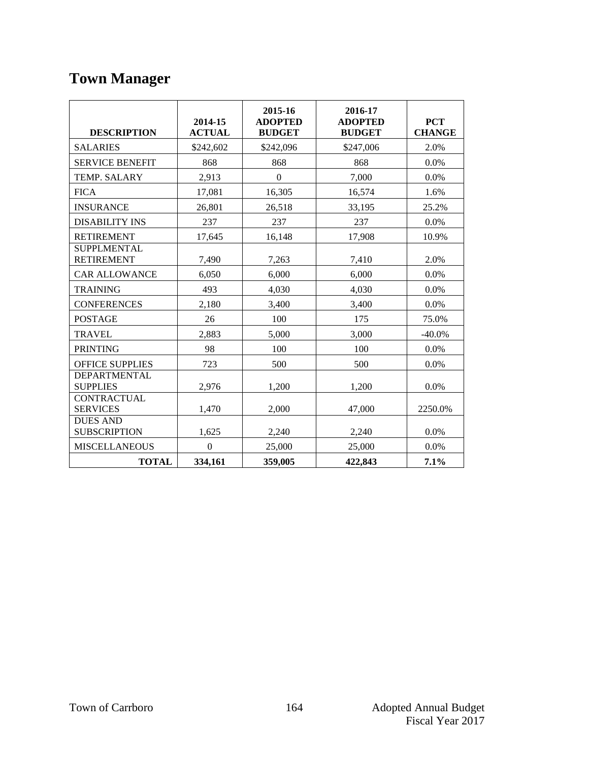# Town Manager

| DESCRIPTION | 2014-15 ACTUAL | 2015-16 ADOPTED BUDGET | 2016-17 ADOPTED BUDGET | PCT CHANGE |
|---|---|---|---|---|
| SALARIES | $242,602 | $242,096 | $247,006 | 2.0% |
| SERVICE BENEFIT | 868 | 868 | 868 | 0.0% |
| TEMP. SALARY | 2,913 | 0 | 7,000 | 0.0% |
| FICA | 17,081 | 16,305 | 16,574 | 1.6% |
| INSURANCE | 26,801 | 26,518 | 33,195 | 25.2% |
| DISABILITY INS | 237 | 237 | 237 | 0.0% |
| RETIREMENT | 17,645 | 16,148 | 17,908 | 10.9% |
| SUPPLMENTAL RETIREMENT | 7,490 | 7,263 | 7,410 | 2.0% |
| CAR ALLOWANCE | 6,050 | 6,000 | 6,000 | 0.0% |
| TRAINING | 493 | 4,030 | 4,030 | 0.0% |
| CONFERENCES | 2,180 | 3,400 | 3,400 | 0.0% |
| POSTAGE | 26 | 100 | 175 | 75.0% |
| TRAVEL | 2,883 | 5,000 | 3,000 | -40.0% |
| PRINTING | 98 | 100 | 100 | 0.0% |
| OFFICE SUPPLIES | 723 | 500 | 500 | 0.0% |
| DEPARTMENTAL SUPPLIES | 2,976 | 1,200 | 1,200 | 0.0% |
| CONTRACTUAL SERVICES | 1,470 | 2,000 | 47,000 | 2250.0% |
| DUES AND SUBSCRIPTION | 1,625 | 2,240 | 2,240 | 0.0% |
| MISCELLANEOUS | 0 | 25,000 | 25,000 | 0.0% |
| **TOTAL** | **334,161** | **359,005** | **422,843** | **7.1%** |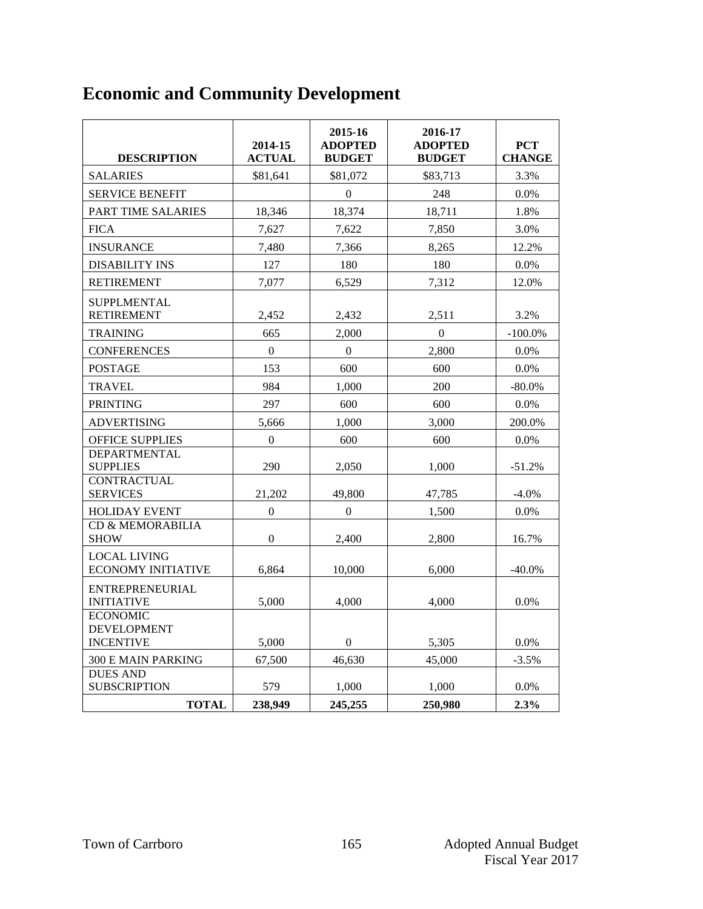# Economic and Community Development

| DESCRIPTION | 2014-15 ACTUAL | 2015-16 ADOPTED BUDGET | 2016-17 ADOPTED BUDGET | PCT CHANGE |
|---|---|---|---|---|
| SALARIES | $81,641 | $81,072 | $83,713 | 3.3% |
| SERVICE BENEFIT | | 0 | 248 | 0.0% |
| PART TIME SALARIES | 18,346 | 18,374 | 18,711 | 1.8% |
| FICA | 7,627 | 7,622 | 7,850 | 3.0% |
| INSURANCE | 7,480 | 7,366 | 8,265 | 12.2% |
| DISABILITY INS | 127 | 180 | 180 | 0.0% |
| RETIREMENT | 7,077 | 6,529 | 7,312 | 12.0% |
| SUPPLMENTAL RETIREMENT | 2,452 | 2,432 | 2,511 | 3.2% |
| TRAINING | 665 | 2,000 | 0 | -100.0% |
| CONFERENCES | 0 | 0 | 2,800 | 0.0% |
| POSTAGE | 153 | 600 | 600 | 0.0% |
| TRAVEL | 984 | 1,000 | 200 | -80.0% |
| PRINTING | 297 | 600 | 600 | 0.0% |
| ADVERTISING | 5,666 | 1,000 | 3,000 | 200.0% |
| OFFICE SUPPLIES | 0 | 600 | 600 | 0.0% |
| DEPARTMENTAL SUPPLIES | 290 | 2,050 | 1,000 | -51.2% |
| CONTRACTUAL SERVICES | 21,202 | 49,800 | 47,785 | -4.0% |
| HOLIDAY EVENT | 0 | 0 | 1,500 | 0.0% |
| CD & MEMORABILIA SHOW | 0 | 2,400 | 2,800 | 16.7% |
| LOCAL LIVING ECONOMY INITIATIVE | 6,864 | 10,000 | 6,000 | -40.0% |
| ENTREPRENEURIAL INITIATIVE | 5,000 | 4,000 | 4,000 | 0.0% |
| ECONOMIC DEVELOPMENT INCENTIVE | 5,000 | 0 | 5,305 | 0.0% |
| 300 E MAIN PARKING | 67,500 | 46,630 | 45,000 | -3.5% |
| DUES AND SUBSCRIPTION | 579 | 1,000 | 1,000 | 0.0% |
| **TOTAL** | **238,949** | **245,255** | **250,980** | **2.3%** |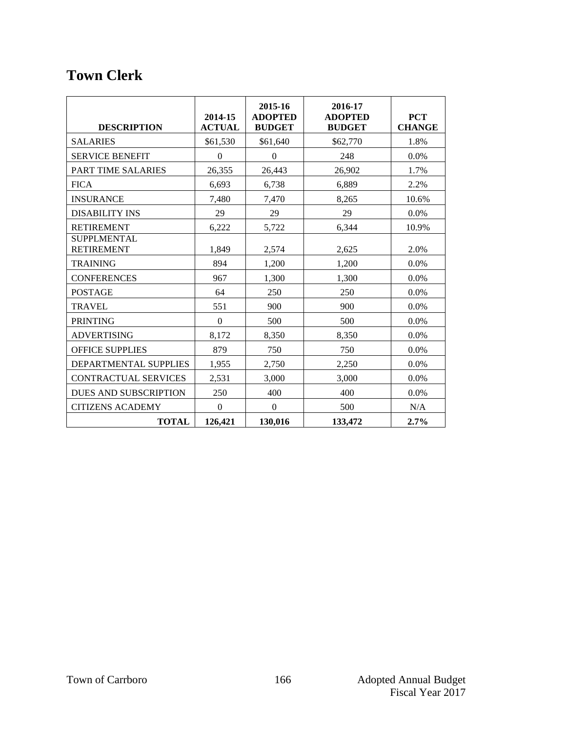# Town Clerk

| DESCRIPTION | 2014-15 ACTUAL | 2015-16 ADOPTED BUDGET | 2016-17 ADOPTED BUDGET | PCT CHANGE |
|---|---|---|---|---|
| SALARIES | $61,530 | $61,640 | $62,770 | 1.8% |
| SERVICE BENEFIT | 0 | 0 | 248 | 0.0% |
| PART TIME SALARIES | 26,355 | 26,443 | 26,902 | 1.7% |
| FICA | 6,693 | 6,738 | 6,889 | 2.2% |
| INSURANCE | 7,480 | 7,470 | 8,265 | 10.6% |
| DISABILITY INS | 29 | 29 | 29 | 0.0% |
| RETIREMENT | 6,222 | 5,722 | 6,344 | 10.9% |
| SUPPLMENTAL RETIREMENT | 1,849 | 2,574 | 2,625 | 2.0% |
| TRAINING | 894 | 1,200 | 1,200 | 0.0% |
| CONFERENCES | 967 | 1,300 | 1,300 | 0.0% |
| POSTAGE | 64 | 250 | 250 | 0.0% |
| TRAVEL | 551 | 900 | 900 | 0.0% |
| PRINTING | 0 | 500 | 500 | 0.0% |
| ADVERTISING | 8,172 | 8,350 | 8,350 | 0.0% |
| OFFICE SUPPLIES | 879 | 750 | 750 | 0.0% |
| DEPARTMENTAL SUPPLIES | 1,955 | 2,750 | 2,250 | 0.0% |
| CONTRACTUAL SERVICES | 2,531 | 3,000 | 3,000 | 0.0% |
| DUES AND SUBSCRIPTION | 250 | 400 | 400 | 0.0% |
| CITIZENS ACADEMY | 0 | 0 | 500 | N/A |
| **TOTAL** | **126,421** | **130,016** | **133,472** | **2.7%** |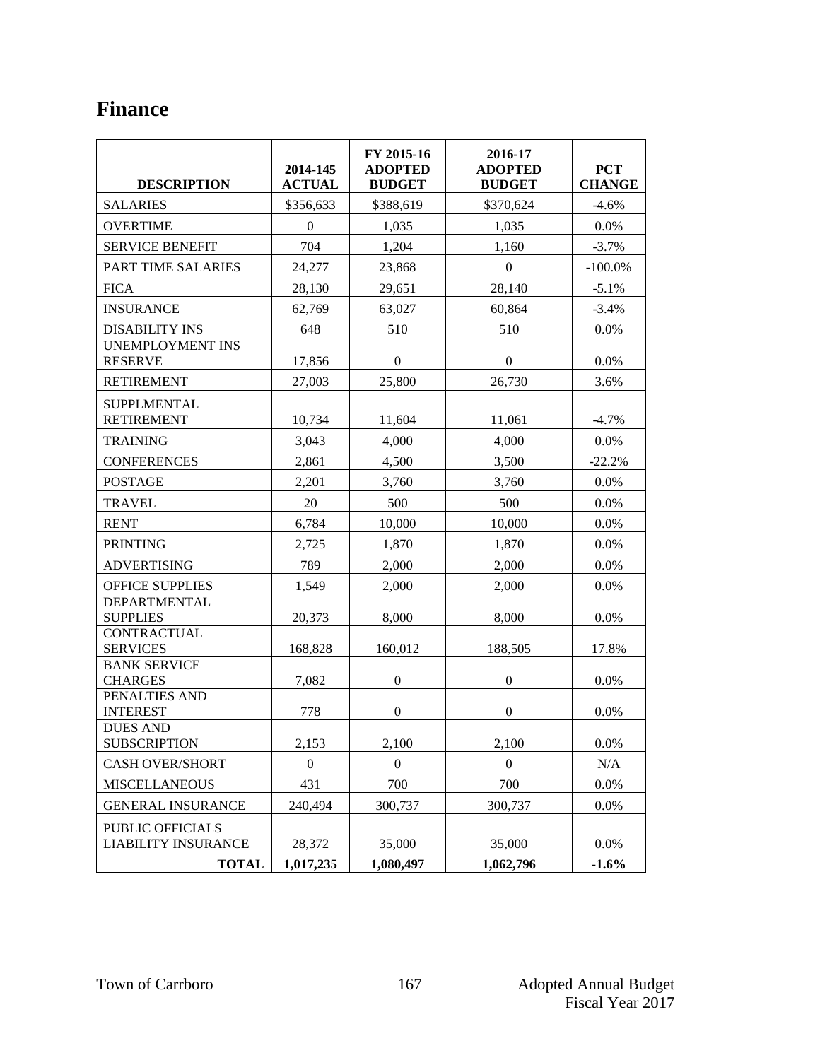# Finance

| DESCRIPTION | 2014-145 ACTUAL | FY 2015-16 ADOPTED BUDGET | 2016-17 ADOPTED BUDGET | PCT CHANGE |
|---|---|---|---|---|
| SALARIES | $356,633 | $388,619 | $370,624 | -4.6% |
| OVERTIME | 0 | 1,035 | 1,035 | 0.0% |
| SERVICE BENEFIT | 704 | 1,204 | 1,160 | -3.7% |
| PART TIME SALARIES | 24,277 | 23,868 | 0 | -100.0% |
| FICA | 28,130 | 29,651 | 28,140 | -5.1% |
| INSURANCE | 62,769 | 63,027 | 60,864 | -3.4% |
| DISABILITY INS | 648 | 510 | 510 | 0.0% |
| UNEMPLOYMENT INS RESERVE | 17,856 | 0 | 0 | 0.0% |
| RETIREMENT | 27,003 | 25,800 | 26,730 | 3.6% |
| SUPPLMENTAL RETIREMENT | 10,734 | 11,604 | 11,061 | -4.7% |
| TRAINING | 3,043 | 4,000 | 4,000 | 0.0% |
| CONFERENCES | 2,861 | 4,500 | 3,500 | -22.2% |
| POSTAGE | 2,201 | 3,760 | 3,760 | 0.0% |
| TRAVEL | 20 | 500 | 500 | 0.0% |
| RENT | 6,784 | 10,000 | 10,000 | 0.0% |
| PRINTING | 2,725 | 1,870 | 1,870 | 0.0% |
| ADVERTISING | 789 | 2,000 | 2,000 | 0.0% |
| OFFICE SUPPLIES | 1,549 | 2,000 | 2,000 | 0.0% |
| DEPARTMENTAL SUPPLIES | 20,373 | 8,000 | 8,000 | 0.0% |
| CONTRACTUAL SERVICES | 168,828 | 160,012 | 188,505 | 17.8% |
| BANK SERVICE CHARGES | 7,082 | 0 | 0 | 0.0% |
| PENALTIES AND INTEREST | 778 | 0 | 0 | 0.0% |
| DUES AND SUBSCRIPTION | 2,153 | 2,100 | 2,100 | 0.0% |
| CASH OVER/SHORT | 0 | 0 | 0 | N/A |
| MISCELLANEOUS | 431 | 700 | 700 | 0.0% |
| GENERAL INSURANCE | 240,494 | 300,737 | 300,737 | 0.0% |
| PUBLIC OFFICIALS LIABILITY INSURANCE | 28,372 | 35,000 | 35,000 | 0.0% |
| **TOTAL** | **1,017,235** | **1,080,497** | **1,062,796** | **-1.6%** |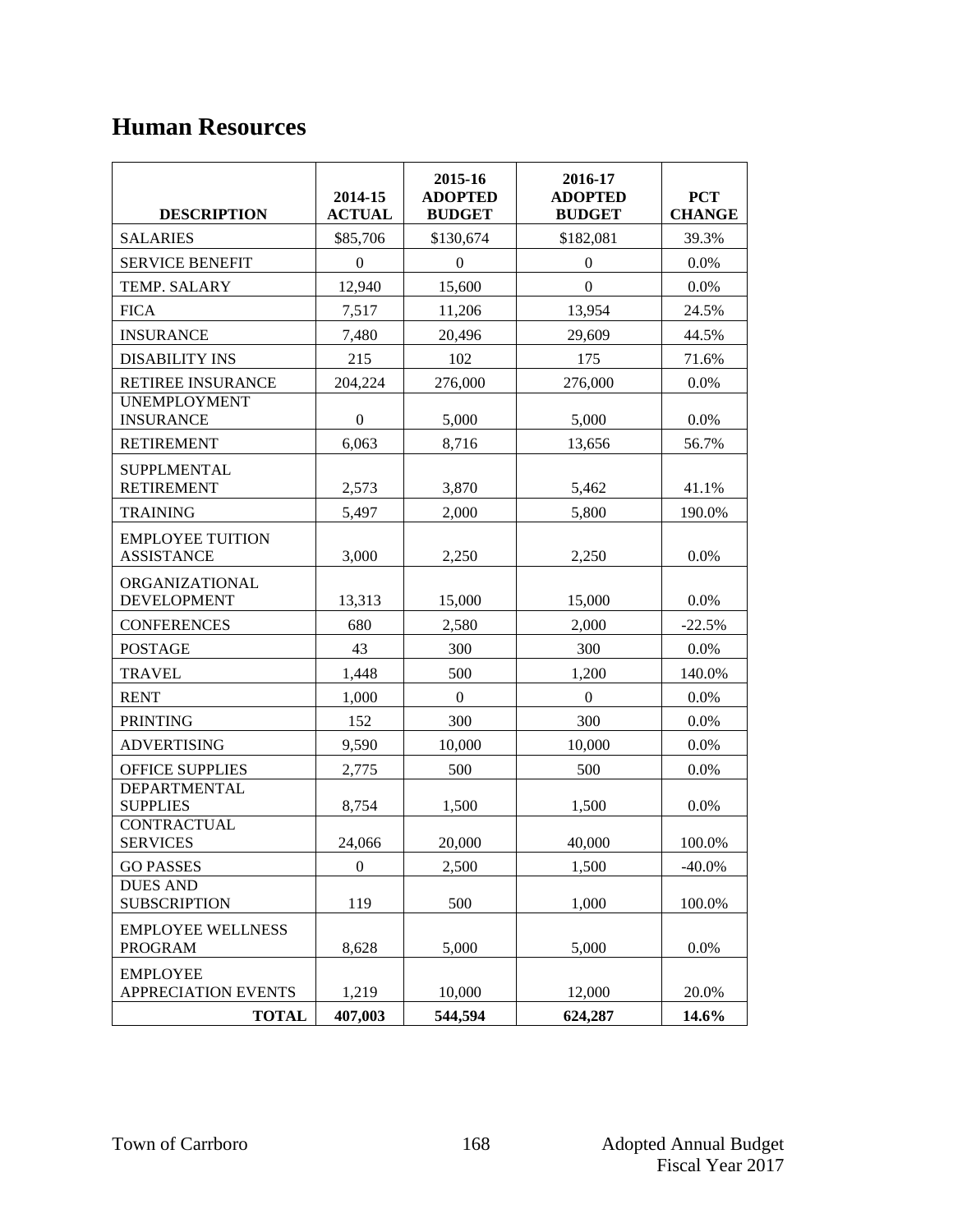## Human Resources

| DESCRIPTION | 2014-15 ACTUAL | 2015-16 ADOPTED BUDGET | 2016-17 ADOPTED BUDGET | PCT CHANGE |
|---|---|---|---|---|
| SALARIES | $85,706 | $130,674 | $182,081 | 39.3% |
| SERVICE BENEFIT | 0 | 0 | 0 | 0.0% |
| TEMP. SALARY | 12,940 | 15,600 | 0 | 0.0% |
| FICA | 7,517 | 11,206 | 13,954 | 24.5% |
| INSURANCE | 7,480 | 20,496 | 29,609 | 44.5% |
| DISABILITY INS | 215 | 102 | 175 | 71.6% |
| RETIREE INSURANCE | 204,224 | 276,000 | 276,000 | 0.0% |
| UNEMPLOYMENT INSURANCE | 0 | 5,000 | 5,000 | 0.0% |
| RETIREMENT | 6,063 | 8,716 | 13,656 | 56.7% |
| SUPPLMENTAL RETIREMENT | 2,573 | 3,870 | 5,462 | 41.1% |
| TRAINING | 5,497 | 2,000 | 5,800 | 190.0% |
| EMPLOYEE TUITION ASSISTANCE | 3,000 | 2,250 | 2,250 | 0.0% |
| ORGANIZATIONAL DEVELOPMENT | 13,313 | 15,000 | 15,000 | 0.0% |
| CONFERENCES | 680 | 2,580 | 2,000 | -22.5% |
| POSTAGE | 43 | 300 | 300 | 0.0% |
| TRAVEL | 1,448 | 500 | 1,200 | 140.0% |
| RENT | 1,000 | 0 | 0 | 0.0% |
| PRINTING | 152 | 300 | 300 | 0.0% |
| ADVERTISING | 9,590 | 10,000 | 10,000 | 0.0% |
| OFFICE SUPPLIES | 2,775 | 500 | 500 | 0.0% |
| DEPARTMENTAL SUPPLIES | 8,754 | 1,500 | 1,500 | 0.0% |
| CONTRACTUAL SERVICES | 24,066 | 20,000 | 40,000 | 100.0% |
| GO PASSES | 0 | 2,500 | 1,500 | -40.0% |
| DUES AND SUBSCRIPTION | 119 | 500 | 1,000 | 100.0% |
| EMPLOYEE WELLNESS PROGRAM | 8,628 | 5,000 | 5,000 | 0.0% |
| EMPLOYEE APPRECIATION EVENTS | 1,219 | 10,000 | 12,000 | 20.0% |
| **TOTAL** | **407,003** | **544,594** | **624,287** | **14.6%** |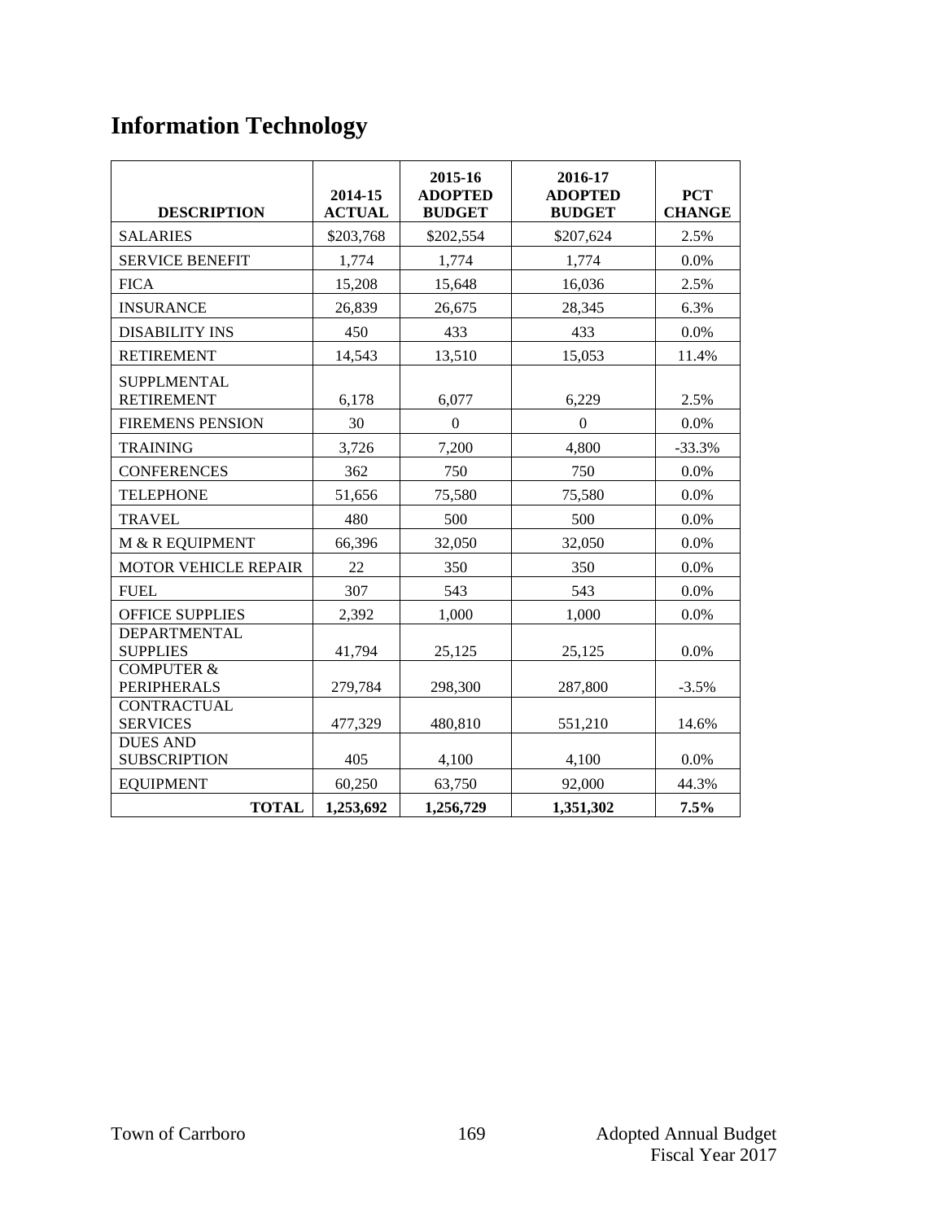# Information Technology

| DESCRIPTION | 2014-15 ACTUAL | 2015-16 ADOPTED BUDGET | 2016-17 ADOPTED BUDGET | PCT CHANGE |
|---|---|---|---|---|
| SALARIES | $203,768 | $202,554 | $207,624 | 2.5% |
| SERVICE BENEFIT | 1,774 | 1,774 | 1,774 | 0.0% |
| FICA | 15,208 | 15,648 | 16,036 | 2.5% |
| INSURANCE | 26,839 | 26,675 | 28,345 | 6.3% |
| DISABILITY INS | 450 | 433 | 433 | 0.0% |
| RETIREMENT | 14,543 | 13,510 | 15,053 | 11.4% |
| SUPPLMENTAL RETIREMENT | 6,178 | 6,077 | 6,229 | 2.5% |
| FIREMENS PENSION | 30 | 0 | 0 | 0.0% |
| TRAINING | 3,726 | 7,200 | 4,800 | -33.3% |
| CONFERENCES | 362 | 750 | 750 | 0.0% |
| TELEPHONE | 51,656 | 75,580 | 75,580 | 0.0% |
| TRAVEL | 480 | 500 | 500 | 0.0% |
| M & R EQUIPMENT | 66,396 | 32,050 | 32,050 | 0.0% |
| MOTOR VEHICLE REPAIR | 22 | 350 | 350 | 0.0% |
| FUEL | 307 | 543 | 543 | 0.0% |
| OFFICE SUPPLIES | 2,392 | 1,000 | 1,000 | 0.0% |
| DEPARTMENTAL SUPPLIES | 41,794 | 25,125 | 25,125 | 0.0% |
| COMPUTER & PERIPHERALS | 279,784 | 298,300 | 287,800 | -3.5% |
| CONTRACTUAL SERVICES | 477,329 | 480,810 | 551,210 | 14.6% |
| DUES AND SUBSCRIPTION | 405 | 4,100 | 4,100 | 0.0% |
| EQUIPMENT | 60,250 | 63,750 | 92,000 | 44.3% |
| **TOTAL** | **1,253,692** | **1,256,729** | **1,351,302** | **7.5%** |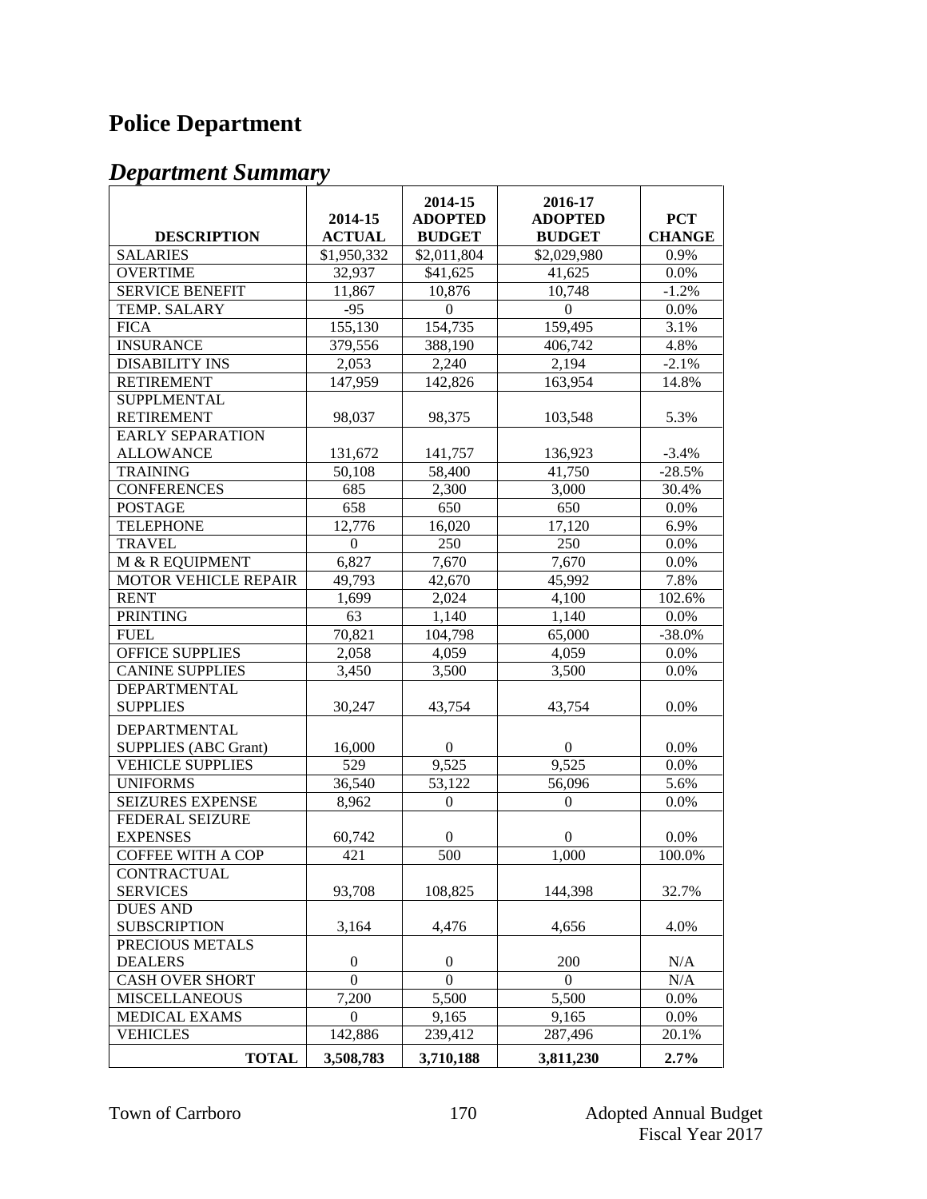# Police Department

## *Department Summary*

| DESCRIPTION | 2014-15 ACTUAL | 2014-15 ADOPTED BUDGET | 2016-17 ADOPTED BUDGET | PCT CHANGE |
|---|---|---|---|---|
| SALARIES | $1,950,332 | $2,011,804 | $2,029,980 | 0.9% |
| OVERTIME | 32,937 | $41,625 | 41,625 | 0.0% |
| SERVICE BENEFIT | 11,867 | 10,876 | 10,748 | -1.2% |
| TEMP. SALARY | -95 | 0 | 0 | 0.0% |
| FICA | 155,130 | 154,735 | 159,495 | 3.1% |
| INSURANCE | 379,556 | 388,190 | 406,742 | 4.8% |
| DISABILITY INS | 2,053 | 2,240 | 2,194 | -2.1% |
| RETIREMENT | 147,959 | 142,826 | 163,954 | 14.8% |
| SUPPLMENTAL RETIREMENT | 98,037 | 98,375 | 103,548 | 5.3% |
| EARLY SEPARATION ALLOWANCE | 131,672 | 141,757 | 136,923 | -3.4% |
| TRAINING | 50,108 | 58,400 | 41,750 | -28.5% |
| CONFERENCES | 685 | 2,300 | 3,000 | 30.4% |
| POSTAGE | 658 | 650 | 650 | 0.0% |
| TELEPHONE | 12,776 | 16,020 | 17,120 | 6.9% |
| TRAVEL | 0 | 250 | 250 | 0.0% |
| M & R EQUIPMENT | 6,827 | 7,670 | 7,670 | 0.0% |
| MOTOR VEHICLE REPAIR | 49,793 | 42,670 | 45,992 | 7.8% |
| RENT | 1,699 | 2,024 | 4,100 | 102.6% |
| PRINTING | 63 | 1,140 | 1,140 | 0.0% |
| FUEL | 70,821 | 104,798 | 65,000 | -38.0% |
| OFFICE SUPPLIES | 2,058 | 4,059 | 4,059 | 0.0% |
| CANINE SUPPLIES | 3,450 | 3,500 | 3,500 | 0.0% |
| DEPARTMENTAL SUPPLIES | 30,247 | 43,754 | 43,754 | 0.0% |
| DEPARTMENTAL SUPPLIES (ABC Grant) | 16,000 | 0 | 0 | 0.0% |
| VEHICLE SUPPLIES | 529 | 9,525 | 9,525 | 0.0% |
| UNIFORMS | 36,540 | 53,122 | 56,096 | 5.6% |
| SEIZURES EXPENSE | 8,962 | 0 | 0 | 0.0% |
| FEDERAL SEIZURE EXPENSES | 60,742 | 0 | 0 | 0.0% |
| COFFEE WITH A COP | 421 | 500 | 1,000 | 100.0% |
| CONTRACTUAL SERVICES | 93,708 | 108,825 | 144,398 | 32.7% |
| DUES AND SUBSCRIPTION | 3,164 | 4,476 | 4,656 | 4.0% |
| PRECIOUS METALS DEALERS | 0 | 0 | 200 | N/A |
| CASH OVER SHORT | 0 | 0 | 0 | N/A |
| MISCELLANEOUS | 7,200 | 5,500 | 5,500 | 0.0% |
| MEDICAL EXAMS | 0 | 9,165 | 9,165 | 0.0% |
| VEHICLES | 142,886 | 239,412 | 287,496 | 20.1% |
| **TOTAL** | **3,508,783** | **3,710,188** | **3,811,230** | **2.7%** |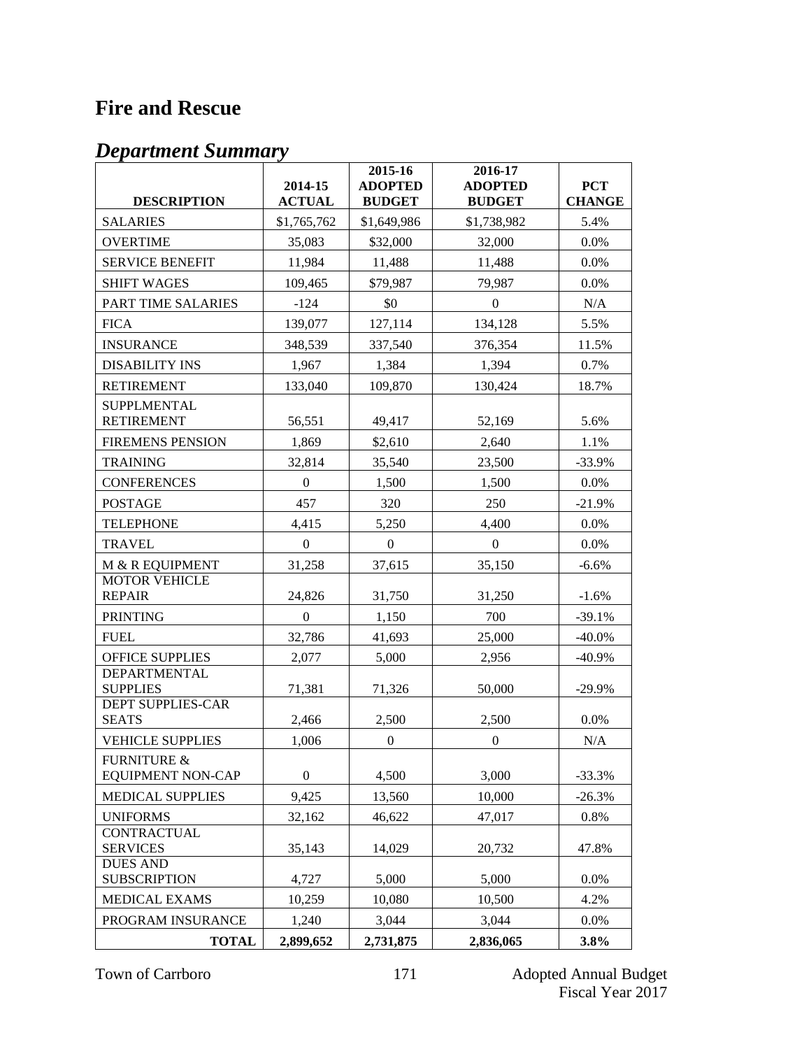# Fire and Rescue

## *Department Summary*

| DESCRIPTION | 2014-15 ACTUAL | 2015-16 ADOPTED BUDGET | 2016-17 ADOPTED BUDGET | PCT CHANGE |
|---|---|---|---|---|
| SALARIES | $1,765,762 | $1,649,986 | $1,738,982 | 5.4% |
| OVERTIME | 35,083 | $32,000 | 32,000 | 0.0% |
| SERVICE BENEFIT | 11,984 | 11,488 | 11,488 | 0.0% |
| SHIFT WAGES | 109,465 | $79,987 | 79,987 | 0.0% |
| PART TIME SALARIES | -124 | $0 | 0 | N/A |
| FICA | 139,077 | 127,114 | 134,128 | 5.5% |
| INSURANCE | 348,539 | 337,540 | 376,354 | 11.5% |
| DISABILITY INS | 1,967 | 1,384 | 1,394 | 0.7% |
| RETIREMENT | 133,040 | 109,870 | 130,424 | 18.7% |
| SUPPLMENTAL RETIREMENT | 56,551 | 49,417 | 52,169 | 5.6% |
| FIREMENS PENSION | 1,869 | $2,610 | 2,640 | 1.1% |
| TRAINING | 32,814 | 35,540 | 23,500 | -33.9% |
| CONFERENCES | 0 | 1,500 | 1,500 | 0.0% |
| POSTAGE | 457 | 320 | 250 | -21.9% |
| TELEPHONE | 4,415 | 5,250 | 4,400 | 0.0% |
| TRAVEL | 0 | 0 | 0 | 0.0% |
| M & R EQUIPMENT | 31,258 | 37,615 | 35,150 | -6.6% |
| MOTOR VEHICLE REPAIR | 24,826 | 31,750 | 31,250 | -1.6% |
| PRINTING | 0 | 1,150 | 700 | -39.1% |
| FUEL | 32,786 | 41,693 | 25,000 | -40.0% |
| OFFICE SUPPLIES | 2,077 | 5,000 | 2,956 | -40.9% |
| DEPARTMENTAL SUPPLIES | 71,381 | 71,326 | 50,000 | -29.9% |
| DEPT SUPPLIES-CAR SEATS | 2,466 | 2,500 | 2,500 | 0.0% |
| VEHICLE SUPPLIES | 1,006 | 0 | 0 | N/A |
| FURNITURE & EQUIPMENT NON-CAP | 0 | 4,500 | 3,000 | -33.3% |
| MEDICAL SUPPLIES | 9,425 | 13,560 | 10,000 | -26.3% |
| UNIFORMS | 32,162 | 46,622 | 47,017 | 0.8% |
| CONTRACTUAL SERVICES | 35,143 | 14,029 | 20,732 | 47.8% |
| DUES AND SUBSCRIPTION | 4,727 | 5,000 | 5,000 | 0.0% |
| MEDICAL EXAMS | 10,259 | 10,080 | 10,500 | 4.2% |
| PROGRAM INSURANCE | 1,240 | 3,044 | 3,044 | 0.0% |
| **TOTAL** | **2,899,652** | **2,731,875** | **2,836,065** | **3.8%** |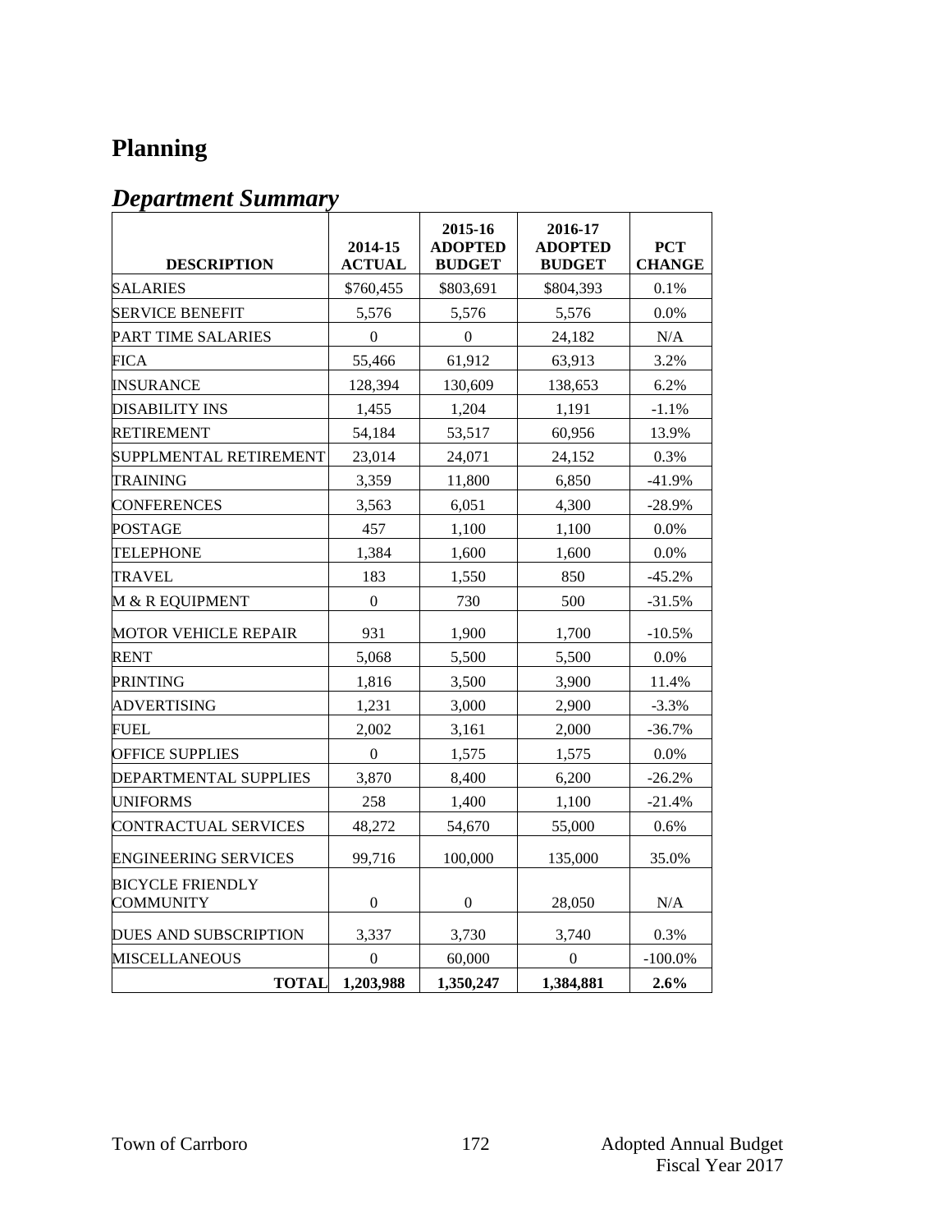# Planning

## *Department Summary*

| DESCRIPTION | 2014-15 ACTUAL | 2015-16 ADOPTED BUDGET | 2016-17 ADOPTED BUDGET | PCT CHANGE |
|---|---|---|---|---|
| SALARIES | $760,455 | $803,691 | $804,393 | 0.1% |
| SERVICE BENEFIT | 5,576 | 5,576 | 5,576 | 0.0% |
| PART TIME SALARIES | 0 | 0 | 24,182 | N/A |
| FICA | 55,466 | 61,912 | 63,913 | 3.2% |
| INSURANCE | 128,394 | 130,609 | 138,653 | 6.2% |
| DISABILITY INS | 1,455 | 1,204 | 1,191 | -1.1% |
| RETIREMENT | 54,184 | 53,517 | 60,956 | 13.9% |
| SUPPLMENTAL RETIREMENT | 23,014 | 24,071 | 24,152 | 0.3% |
| TRAINING | 3,359 | 11,800 | 6,850 | -41.9% |
| CONFERENCES | 3,563 | 6,051 | 4,300 | -28.9% |
| POSTAGE | 457 | 1,100 | 1,100 | 0.0% |
| TELEPHONE | 1,384 | 1,600 | 1,600 | 0.0% |
| TRAVEL | 183 | 1,550 | 850 | -45.2% |
| M & R EQUIPMENT | 0 | 730 | 500 | -31.5% |
| MOTOR VEHICLE REPAIR | 931 | 1,900 | 1,700 | -10.5% |
| RENT | 5,068 | 5,500 | 5,500 | 0.0% |
| PRINTING | 1,816 | 3,500 | 3,900 | 11.4% |
| ADVERTISING | 1,231 | 3,000 | 2,900 | -3.3% |
| FUEL | 2,002 | 3,161 | 2,000 | -36.7% |
| OFFICE SUPPLIES | 0 | 1,575 | 1,575 | 0.0% |
| DEPARTMENTAL SUPPLIES | 3,870 | 8,400 | 6,200 | -26.2% |
| UNIFORMS | 258 | 1,400 | 1,100 | -21.4% |
| CONTRACTUAL SERVICES | 48,272 | 54,670 | 55,000 | 0.6% |
| ENGINEERING SERVICES | 99,716 | 100,000 | 135,000 | 35.0% |
| BICYCLE FRIENDLY COMMUNITY | 0 | 0 | 28,050 | N/A |
| DUES AND SUBSCRIPTION | 3,337 | 3,730 | 3,740 | 0.3% |
| MISCELLANEOUS | 0 | 60,000 | 0 | -100.0% |
| **TOTAL** | **1,203,988** | **1,350,247** | **1,384,881** | **2.6%** |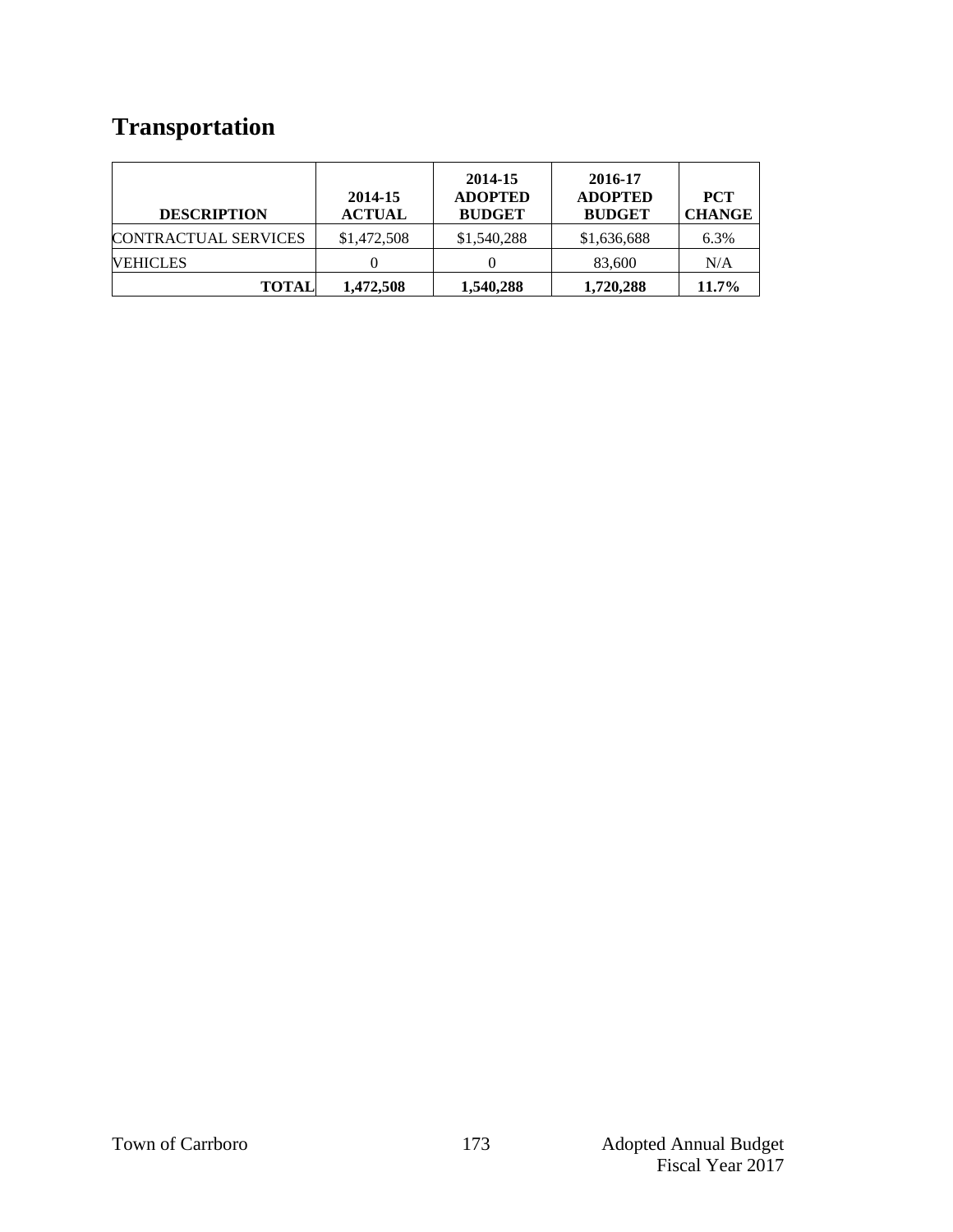# Transportation

| DESCRIPTION | 2014-15 ACTUAL | 2014-15 ADOPTED BUDGET | 2016-17 ADOPTED BUDGET | PCT CHANGE |
|---|---|---|---|---|
| CONTRACTUAL SERVICES | $1,472,508 | $1,540,288 | $1,636,688 | 6.3% |
| VEHICLES | 0 | 0 | 83,600 | N/A |
| **TOTAL** | **1,472,508** | **1,540,288** | **1,720,288** | **11.7%** |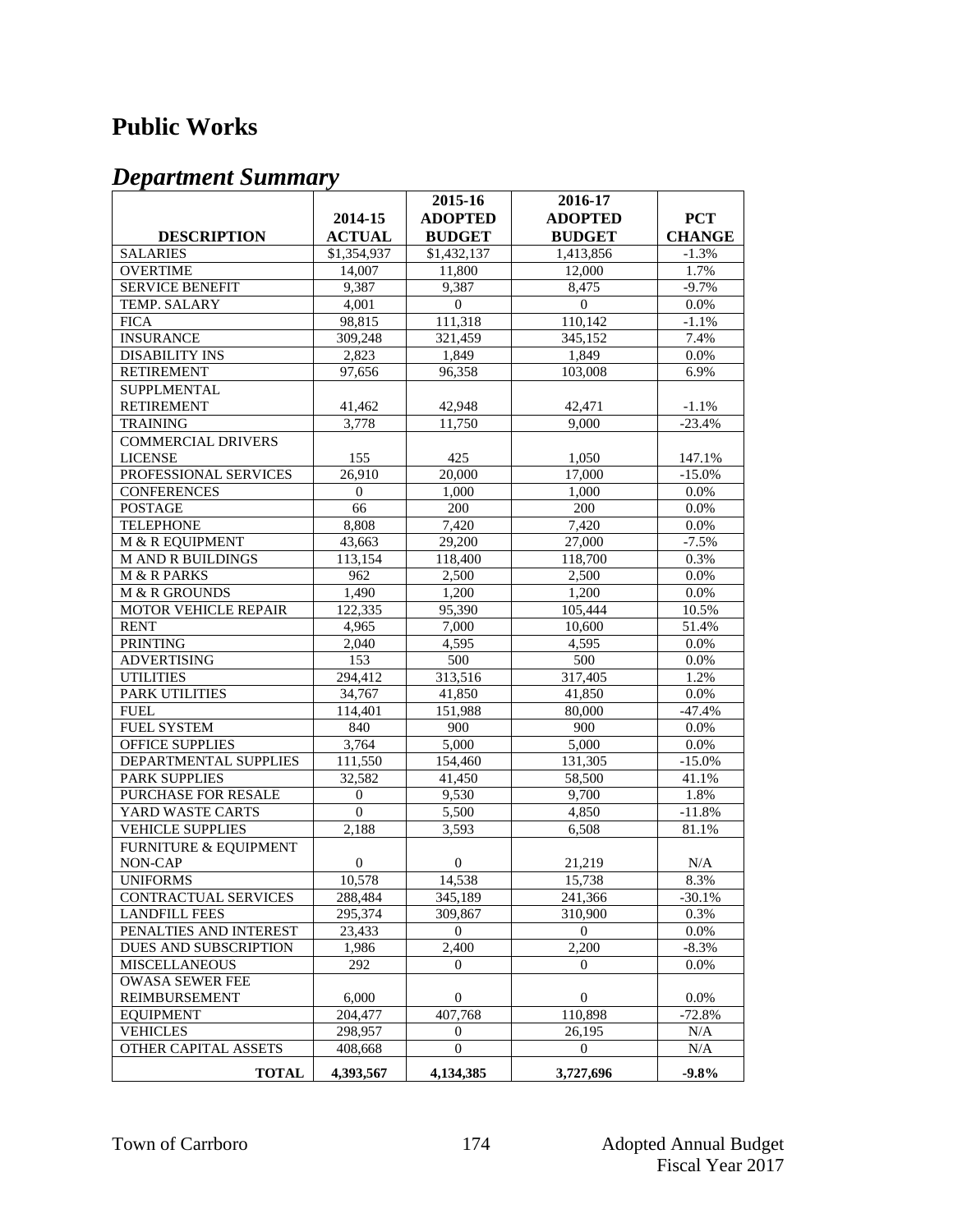# Public Works

## *Department Summary*

| DESCRIPTION | 2014-15 ACTUAL | 2015-16 ADOPTED BUDGET | 2016-17 ADOPTED BUDGET | PCT CHANGE |
|---|---|---|---|---|
| SALARIES | $1,354,937 | $1,432,137 | 1,413,856 | -1.3% |
| OVERTIME | 14,007 | 11,800 | 12,000 | 1.7% |
| SERVICE BENEFIT | 9,387 | 9,387 | 8,475 | -9.7% |
| TEMP. SALARY | 4,001 | 0 | 0 | 0.0% |
| FICA | 98,815 | 111,318 | 110,142 | -1.1% |
| INSURANCE | 309,248 | 321,459 | 345,152 | 7.4% |
| DISABILITY INS | 2,823 | 1,849 | 1,849 | 0.0% |
| RETIREMENT | 97,656 | 96,358 | 103,008 | 6.9% |
| SUPPLMENTAL RETIREMENT | 41,462 | 42,948 | 42,471 | -1.1% |
| TRAINING | 3,778 | 11,750 | 9,000 | -23.4% |
| COMMERCIAL DRIVERS LICENSE | 155 | 425 | 1,050 | 147.1% |
| PROFESSIONAL SERVICES | 26,910 | 20,000 | 17,000 | -15.0% |
| CONFERENCES | 0 | 1,000 | 1,000 | 0.0% |
| POSTAGE | 66 | 200 | 200 | 0.0% |
| TELEPHONE | 8,808 | 7,420 | 7,420 | 0.0% |
| M & R EQUIPMENT | 43,663 | 29,200 | 27,000 | -7.5% |
| M AND R BUILDINGS | 113,154 | 118,400 | 118,700 | 0.3% |
| M & R PARKS | 962 | 2,500 | 2,500 | 0.0% |
| M & R GROUNDS | 1,490 | 1,200 | 1,200 | 0.0% |
| MOTOR VEHICLE REPAIR | 122,335 | 95,390 | 105,444 | 10.5% |
| RENT | 4,965 | 7,000 | 10,600 | 51.4% |
| PRINTING | 2,040 | 4,595 | 4,595 | 0.0% |
| ADVERTISING | 153 | 500 | 500 | 0.0% |
| UTILITIES | 294,412 | 313,516 | 317,405 | 1.2% |
| PARK UTILITIES | 34,767 | 41,850 | 41,850 | 0.0% |
| FUEL | 114,401 | 151,988 | 80,000 | -47.4% |
| FUEL SYSTEM | 840 | 900 | 900 | 0.0% |
| OFFICE SUPPLIES | 3,764 | 5,000 | 5,000 | 0.0% |
| DEPARTMENTAL SUPPLIES | 111,550 | 154,460 | 131,305 | -15.0% |
| PARK SUPPLIES | 32,582 | 41,450 | 58,500 | 41.1% |
| PURCHASE FOR RESALE | 0 | 9,530 | 9,700 | 1.8% |
| YARD WASTE CARTS | 0 | 5,500 | 4,850 | -11.8% |
| VEHICLE SUPPLIES | 2,188 | 3,593 | 6,508 | 81.1% |
| FURNITURE & EQUIPMENT NON-CAP | 0 | 0 | 21,219 | N/A |
| UNIFORMS | 10,578 | 14,538 | 15,738 | 8.3% |
| CONTRACTUAL SERVICES | 288,484 | 345,189 | 241,366 | -30.1% |
| LANDFILL FEES | 295,374 | 309,867 | 310,900 | 0.3% |
| PENALTIES AND INTEREST | 23,433 | 0 | 0 | 0.0% |
| DUES AND SUBSCRIPTION | 1,986 | 2,400 | 2,200 | -8.3% |
| MISCELLANEOUS | 292 | 0 | 0 | 0.0% |
| OWASA SEWER FEE REIMBURSEMENT | 6,000 | 0 | 0 | 0.0% |
| EQUIPMENT | 204,477 | 407,768 | 110,898 | -72.8% |
| VEHICLES | 298,957 | 0 | 26,195 | N/A |
| OTHER CAPITAL ASSETS | 408,668 | 0 | 0 | N/A |
| **TOTAL** | **4,393,567** | **4,134,385** | **3,727,696** | **-9.8%** |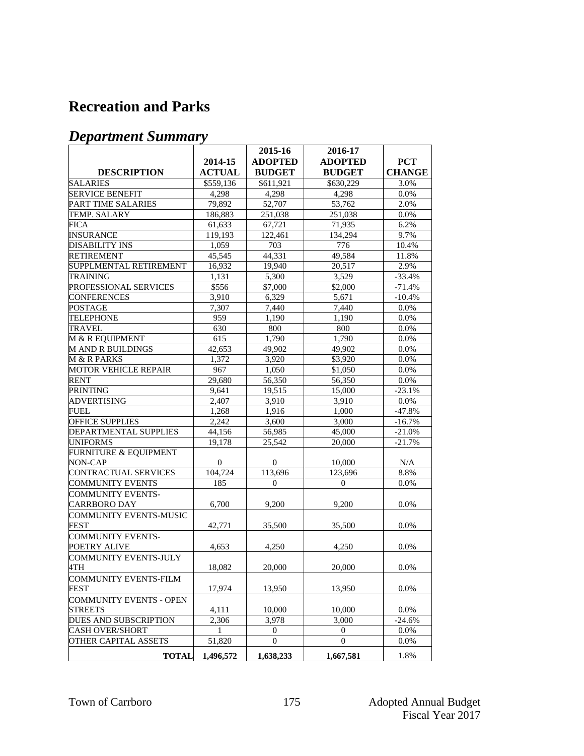# Recreation and Parks

## *Department Summary*

| DESCRIPTION | 2014-15 ACTUAL | 2015-16 ADOPTED BUDGET | 2016-17 ADOPTED BUDGET | PCT CHANGE |
|---|---|---|---|---|
| SALARIES | $559,136 | $611,921 | $630,229 | 3.0% |
| SERVICE BENEFIT | 4,298 | 4,298 | 4,298 | 0.0% |
| PART TIME SALARIES | 79,892 | 52,707 | 53,762 | 2.0% |
| TEMP. SALARY | 186,883 | 251,038 | 251,038 | 0.0% |
| FICA | 61,633 | 67,721 | 71,935 | 6.2% |
| INSURANCE | 119,193 | 122,461 | 134,294 | 9.7% |
| DISABILITY INS | 1,059 | 703 | 776 | 10.4% |
| RETIREMENT | 45,545 | 44,331 | 49,584 | 11.8% |
| SUPPLMENTAL RETIREMENT | 16,932 | 19,940 | 20,517 | 2.9% |
| TRAINING | 1,131 | 5,300 | 3,529 | -33.4% |
| PROFESSIONAL SERVICES | $556 | $7,000 | $2,000 | -71.4% |
| CONFERENCES | 3,910 | 6,329 | 5,671 | -10.4% |
| POSTAGE | 7,307 | 7,440 | 7,440 | 0.0% |
| TELEPHONE | 959 | 1,190 | 1,190 | 0.0% |
| TRAVEL | 630 | 800 | 800 | 0.0% |
| M & R EQUIPMENT | 615 | 1,790 | 1,790 | 0.0% |
| M AND R BUILDINGS | 42,653 | 49,902 | 49,902 | 0.0% |
| M & R PARKS | 1,372 | 3,920 | $3,920 | 0.0% |
| MOTOR VEHICLE REPAIR | 967 | 1,050 | $1,050 | 0.0% |
| RENT | 29,680 | 56,350 | 56,350 | 0.0% |
| PRINTING | 9,641 | 19,515 | 15,000 | -23.1% |
| ADVERTISING | 2,407 | 3,910 | 3,910 | 0.0% |
| FUEL | 1,268 | 1,916 | 1,000 | -47.8% |
| OFFICE SUPPLIES | 2,242 | 3,600 | 3,000 | -16.7% |
| DEPARTMENTAL SUPPLIES | 44,156 | 56,985 | 45,000 | -21.0% |
| UNIFORMS | 19,178 | 25,542 | 20,000 | -21.7% |
| FURNITURE & EQUIPMENT NON-CAP | 0 | 0 | 10,000 | N/A |
| CONTRACTUAL SERVICES | 104,724 | 113,696 | 123,696 | 8.8% |
| COMMUNITY EVENTS | 185 | 0 | 0 | 0.0% |
| COMMUNITY EVENTS-CARRBORO DAY | 6,700 | 9,200 | 9,200 | 0.0% |
| COMMUNITY EVENTS-MUSIC FEST | 42,771 | 35,500 | 35,500 | 0.0% |
| COMMUNITY EVENTS-POETRY ALIVE | 4,653 | 4,250 | 4,250 | 0.0% |
| COMMUNITY EVENTS-JULY 4TH | 18,082 | 20,000 | 20,000 | 0.0% |
| COMMUNITY EVENTS-FILM FEST | 17,974 | 13,950 | 13,950 | 0.0% |
| COMMUNITY EVENTS - OPEN STREETS | 4,111 | 10,000 | 10,000 | 0.0% |
| DUES AND SUBSCRIPTION | 2,306 | 3,978 | 3,000 | -24.6% |
| CASH OVER/SHORT | 1 | 0 | 0 | 0.0% |
| OTHER CAPITAL ASSETS | 51,820 | 0 | 0 | 0.0% |
| **TOTAL** | **1,496,572** | **1,638,233** | **1,667,581** | 1.8% |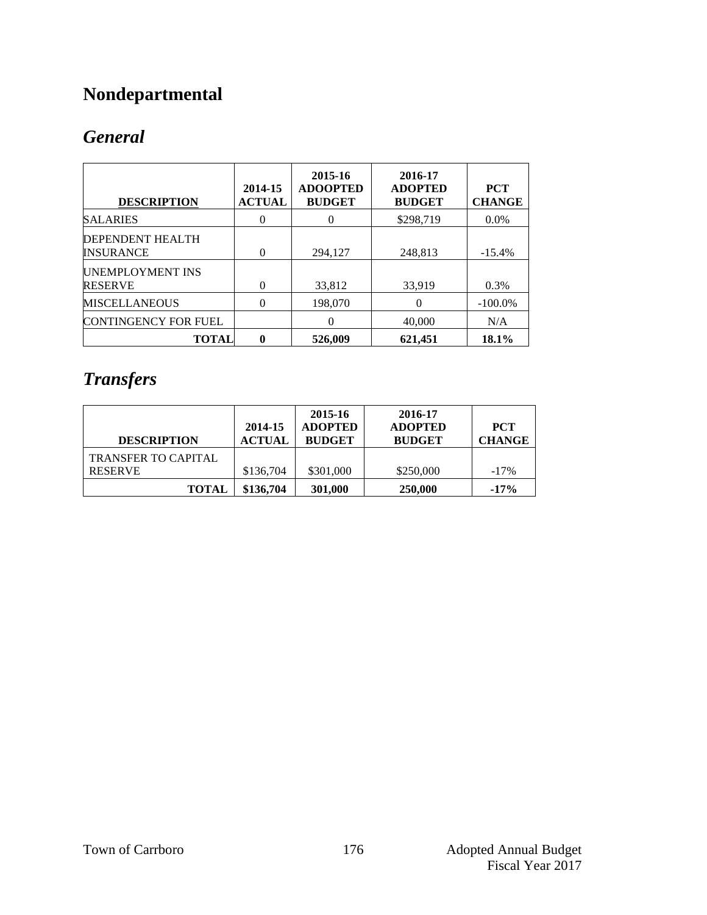# Nondepartmental

## *General*

| DESCRIPTION | 2014-15 ACTUAL | 2015-16 ADOOPTED BUDGET | 2016-17 ADOPTED BUDGET | PCT CHANGE |
|---|---|---|---|---|
| SALARIES | 0 | 0 | $298,719 | 0.0% |
| DEPENDENT HEALTH INSURANCE | 0 | 294,127 | 248,813 | -15.4% |
| UNEMPLOYMENT INS RESERVE | 0 | 33,812 | 33,919 | 0.3% |
| MISCELLANEOUS | 0 | 198,070 | 0 | -100.0% |
| CONTINGENCY FOR FUEL | | 0 | 40,000 | N/A |
| **TOTAL** | **0** | **526,009** | **621,451** | **18.1%** |

## *Transfers*

| DESCRIPTION | 2014-15 ACTUAL | 2015-16 ADOPTED BUDGET | 2016-17 ADOPTED BUDGET | PCT CHANGE |
|---|---|---|---|---|
| TRANSFER TO CAPITAL RESERVE | $136,704 | $301,000 | $250,000 | -17% |
| **TOTAL** | **$136,704** | **301,000** | **250,000** | **-17%** |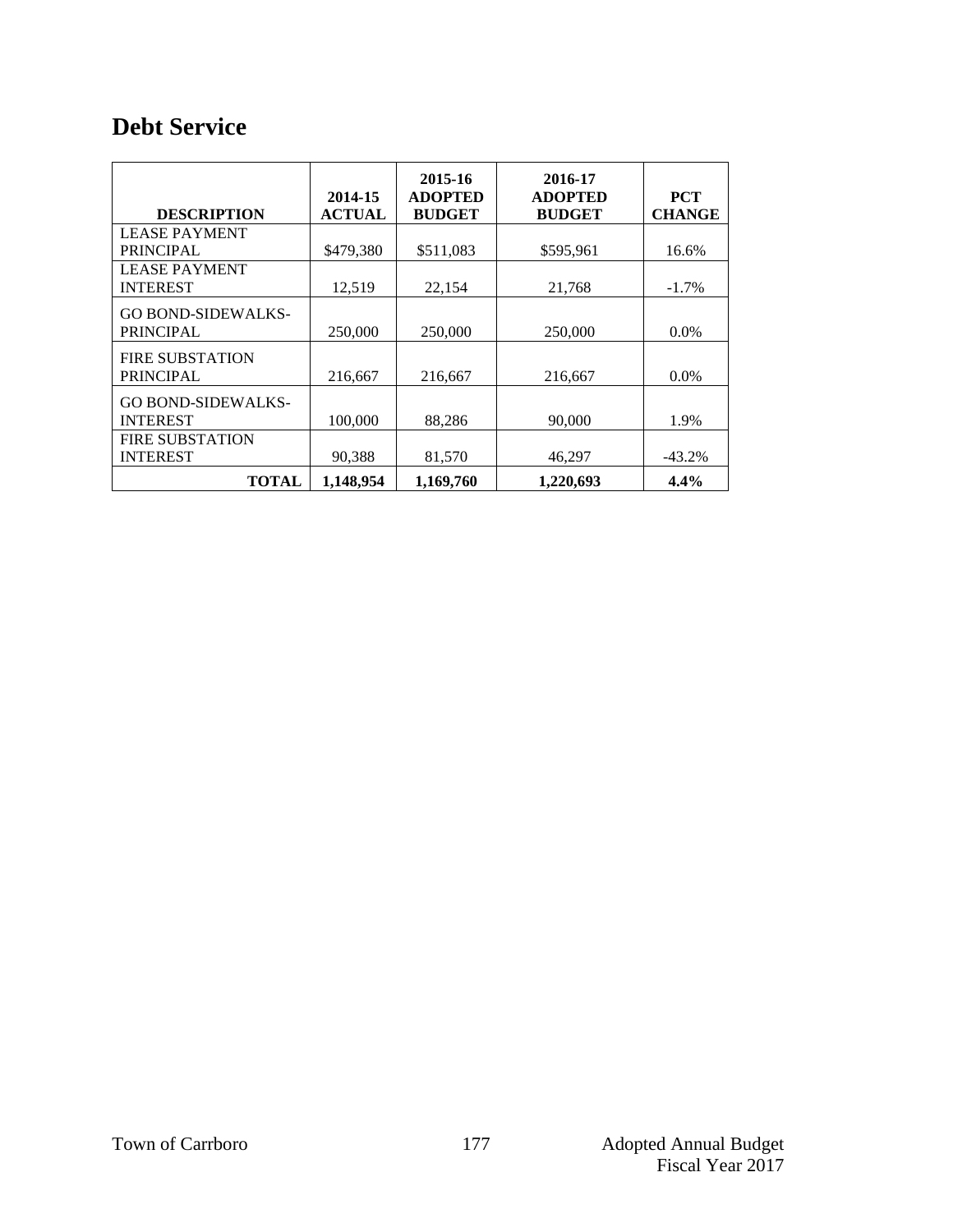## Debt Service

| DESCRIPTION | 2014-15 ACTUAL | 2015-16 ADOPTED BUDGET | 2016-17 ADOPTED BUDGET | PCT CHANGE |
|---|---|---|---|---|
| LEASE PAYMENT PRINCIPAL | $479,380 | $511,083 | $595,961 | 16.6% |
| LEASE PAYMENT INTEREST | 12,519 | 22,154 | 21,768 | -1.7% |
| GO BOND-SIDEWALKS-PRINCIPAL | 250,000 | 250,000 | 250,000 | 0.0% |
| FIRE SUBSTATION PRINCIPAL | 216,667 | 216,667 | 216,667 | 0.0% |
| GO BOND-SIDEWALKS-INTEREST | 100,000 | 88,286 | 90,000 | 1.9% |
| FIRE SUBSTATION INTEREST | 90,388 | 81,570 | 46,297 | -43.2% |
| **TOTAL** | **1,148,954** | **1,169,760** | **1,220,693** | **4.4%** |